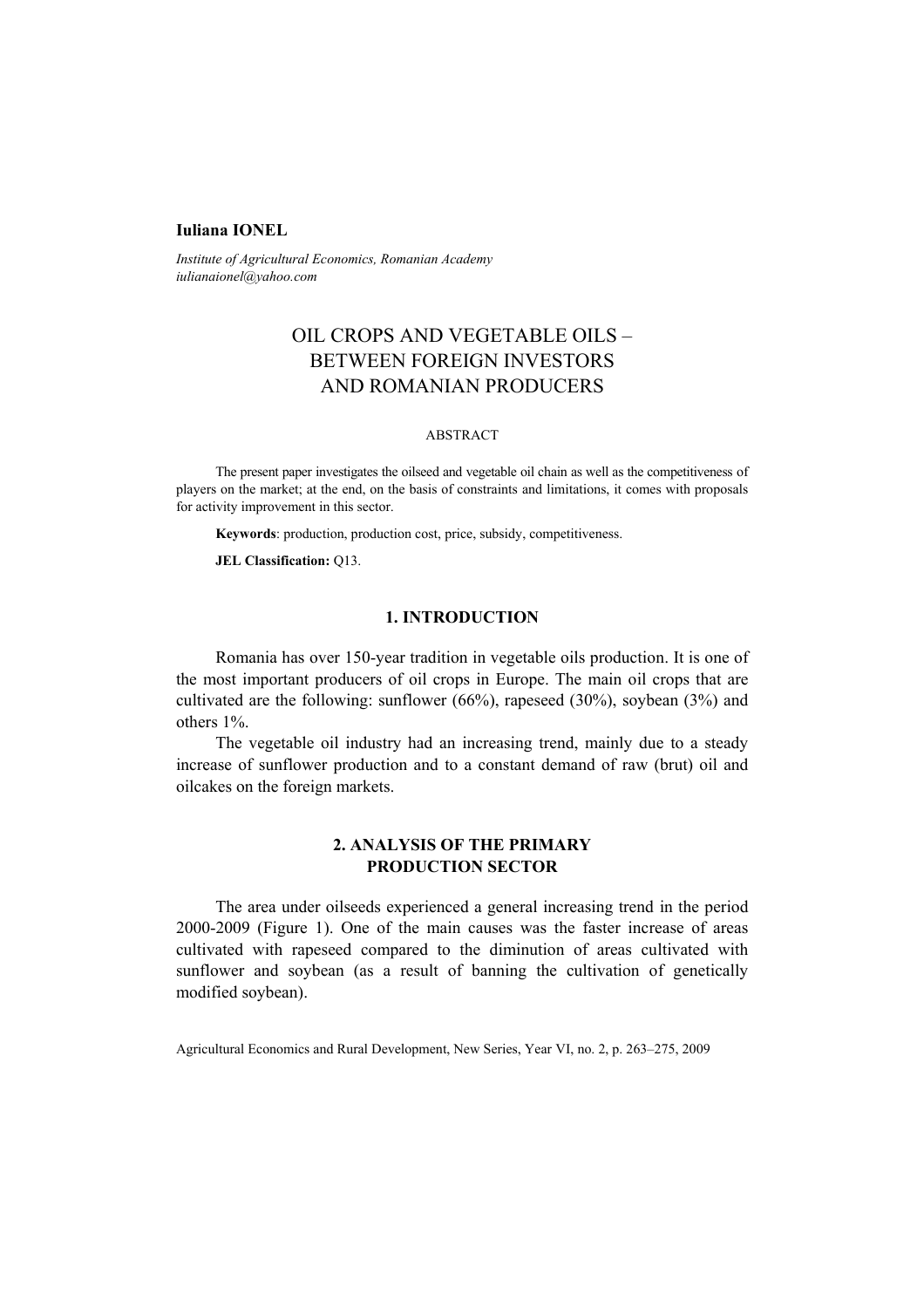**Iuliana IONEL**

*Institute of Agricultural Economics, Romanian Academy*
*iulianaionel@yahoo.com*

# OIL CROPS AND VEGETABLE OILS – BETWEEN FOREIGN INVESTORS AND ROMANIAN PRODUCERS

ABSTRACT

The present paper investigates the oilseed and vegetable oil chain as well as the competitiveness of players on the market; at the end, on the basis of constraints and limitations, it comes with proposals for activity improvement in this sector.

**Keywords**: production, production cost, price, subsidy, competitiveness.

**JEL Classification:** Q13.

## 1. INTRODUCTION

Romania has over 150-year tradition in vegetable oils production. It is one of the most important producers of oil crops in Europe. The main oil crops that are cultivated are the following: sunflower (66%), rapeseed (30%), soybean (3%) and others 1%.

The vegetable oil industry had an increasing trend, mainly due to a steady increase of sunflower production and to a constant demand of raw (brut) oil and oilcakes on the foreign markets.

## 2. ANALYSIS OF THE PRIMARY PRODUCTION SECTOR

The area under oilseeds experienced a general increasing trend in the period 2000-2009 (Figure 1). One of the main causes was the faster increase of areas cultivated with rapeseed compared to the diminution of areas cultivated with sunflower and soybean (as a result of banning the cultivation of genetically modified soybean).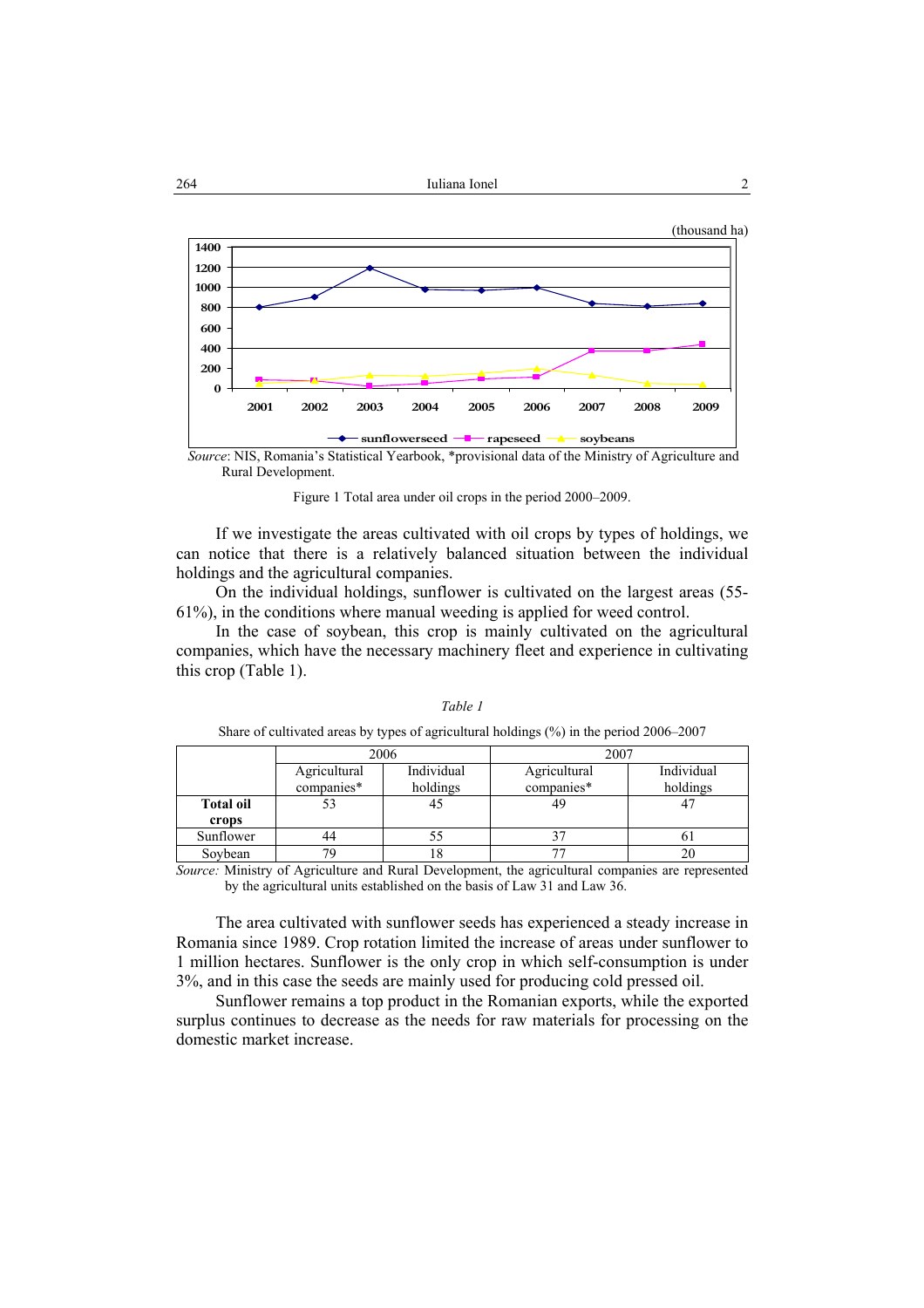(thousand ha)

Source: NIS, Romania's Statistical Yearbook, *provisional data of the Ministry of Agriculture and Rural Development.

Figure 1 Total area under oil crops in the period 2000–2009.

If we investigate the areas cultivated with oil crops by types of holdings, we can notice that there is a relatively balanced situation between the individual holdings and the agricultural companies.

On the individual holdings, sunflower is cultivated on the largest areas (55-61%), in the conditions where manual weeding is applied for weed control.

In the case of soybean, this crop is mainly cultivated on the agricultural companies, which have the necessary machinery fleet and experience in cultivating this crop (Table 1).

*Table 1*

Share of cultivated areas by types of agricultural holdings (%) in the period 2006–2007

| | 2006 | | 2007 | |
|---|---|---|---|---|
| | Agricultural companies* | Individual holdings | Agricultural companies* | Individual holdings |
| **Total oil crops** | 53 | 45 | 49 | 47 |
| Sunflower | 44 | 55 | 37 | 61 |
| Soybean | 79 | 18 | 77 | 20 |

*Source:* Ministry of Agriculture and Rural Development, the agricultural companies are represented by the agricultural units established on the basis of Law 31 and Law 36.

The area cultivated with sunflower seeds has experienced a steady increase in Romania since 1989. Crop rotation limited the increase of areas under sunflower to 1 million hectares. Sunflower is the only crop in which self-consumption is under 3%, and in this case the seeds are mainly used for producing cold pressed oil.

Sunflower remains a top product in the Romanian exports, while the exported surplus continues to decrease as the needs for raw materials for processing on the domestic market increase.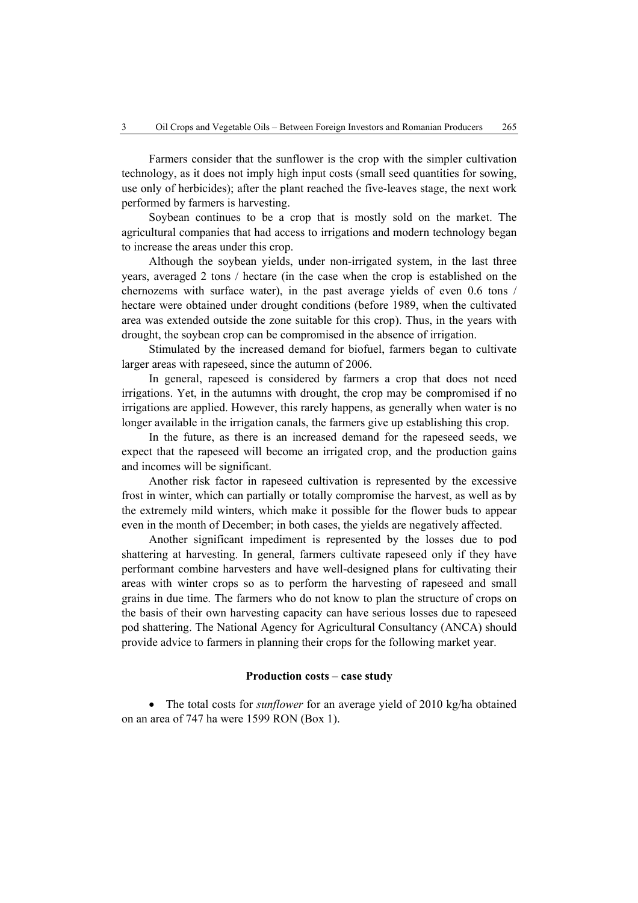Farmers consider that the sunflower is the crop with the simpler cultivation technology, as it does not imply high input costs (small seed quantities for sowing, use only of herbicides); after the plant reached the five-leaves stage, the next work performed by farmers is harvesting.

Soybean continues to be a crop that is mostly sold on the market. The agricultural companies that had access to irrigations and modern technology began to increase the areas under this crop.

Although the soybean yields, under non-irrigated system, in the last three years, averaged 2 tons / hectare (in the case when the crop is established on the chernozems with surface water), in the past average yields of even 0.6 tons / hectare were obtained under drought conditions (before 1989, when the cultivated area was extended outside the zone suitable for this crop). Thus, in the years with drought, the soybean crop can be compromised in the absence of irrigation.

Stimulated by the increased demand for biofuel, farmers began to cultivate larger areas with rapeseed, since the autumn of 2006.

In general, rapeseed is considered by farmers a crop that does not need irrigations. Yet, in the autumns with drought, the crop may be compromised if no irrigations are applied. However, this rarely happens, as generally when water is no longer available in the irrigation canals, the farmers give up establishing this crop.

In the future, as there is an increased demand for the rapeseed seeds, we expect that the rapeseed will become an irrigated crop, and the production gains and incomes will be significant.

Another risk factor in rapeseed cultivation is represented by the excessive frost in winter, which can partially or totally compromise the harvest, as well as by the extremely mild winters, which make it possible for the flower buds to appear even in the month of December; in both cases, the yields are negatively affected.

Another significant impediment is represented by the losses due to pod shattering at harvesting. In general, farmers cultivate rapeseed only if they have performant combine harvesters and have well-designed plans for cultivating their areas with winter crops so as to perform the harvesting of rapeseed and small grains in due time. The farmers who do not know to plan the structure of crops on the basis of their own harvesting capacity can have serious losses due to rapeseed pod shattering. The National Agency for Agricultural Consultancy (ANCA) should provide advice to farmers in planning their crops for the following market year.

### Production costs – case study

- The total costs for *sunflower* for an average yield of 2010 kg/ha obtained on an area of 747 ha were 1599 RON (Box 1).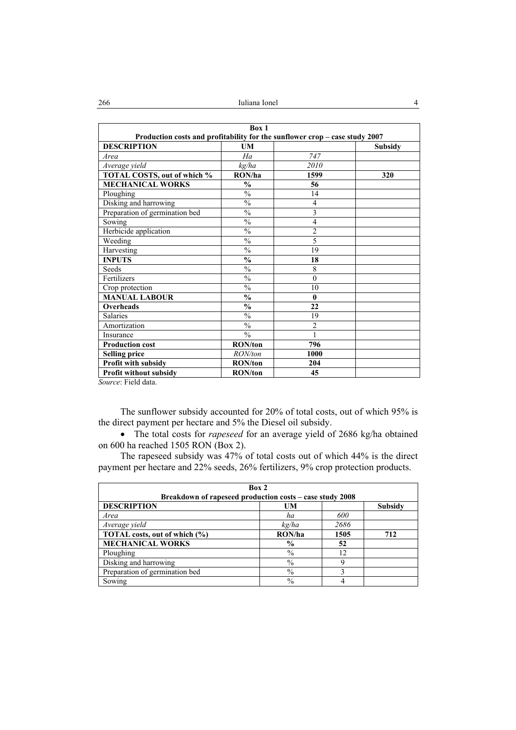| Box 1 | | | |
|---|---|---|---|
| **Production costs and profitability for the sunflower crop – case study 2007** | | | |
| **DESCRIPTION** | **UM** | | **Subsidy** |
| *Area* | *Ha* | *747* | |
| *Average yield* | *kg/ha* | *2010* | |
| **TOTAL COSTS, out of which %** | **RON/ha** | **1599** | **320** |
| **MECHANICAL WORKS** | **%** | **56** | |
| Ploughing | % | 14 | |
| Disking and harrowing | % | 4 | |
| Preparation of germination bed | % | 3 | |
| Sowing | % | 4 | |
| Herbicide application | % | 2 | |
| Weeding | % | 5 | |
| Harvesting | % | 19 | |
| **INPUTS** | **%** | **18** | |
| Seeds | % | 8 | |
| Fertilizers | % | 0 | |
| Crop protection | % | 10 | |
| **MANUAL LABOUR** | **%** | **0** | |
| **Overheads** | **%** | **22** | |
| Salaries | % | 19 | |
| Amortization | % | 2 | |
| Insurance | % | 1 | |
| **Production cost** | **RON/ton** | **796** | |
| **Selling price** | *RON/ton* | **1000** | |
| **Profit with subsidy** | **RON/ton** | **204** | |
| **Profit without subsidy** | **RON/ton** | **45** | |

*Source*: Field data.

The sunflower subsidy accounted for 20% of total costs, out of which 95% is the direct payment per hectare and 5% the Diesel oil subsidy.

- The total costs for *rapeseed* for an average yield of 2686 kg/ha obtained on 600 ha reached 1505 RON (Box 2).

The rapeseed subsidy was 47% of total costs out of which 44% is the direct payment per hectare and 22% seeds, 26% fertilizers, 9% crop protection products.

| Box 2 | | | |
|---|---|---|---|
| **Breakdown of rapeseed production costs – case study 2008** | | | |
| **DESCRIPTION** | **UM** | | **Subsidy** |
| *Area* | *ha* | *600* | |
| *Average yield* | *kg/ha* | *2686* | |
| **TOTAL costs, out of which (%)** | **RON/ha** | **1505** | **712** |
| **MECHANICAL WORKS** | **%** | **52** | |
| Ploughing | % | 12 | |
| Disking and harrowing | % | 9 | |
| Preparation of germination bed | % | 3 | |
| Sowing | % | 4 | |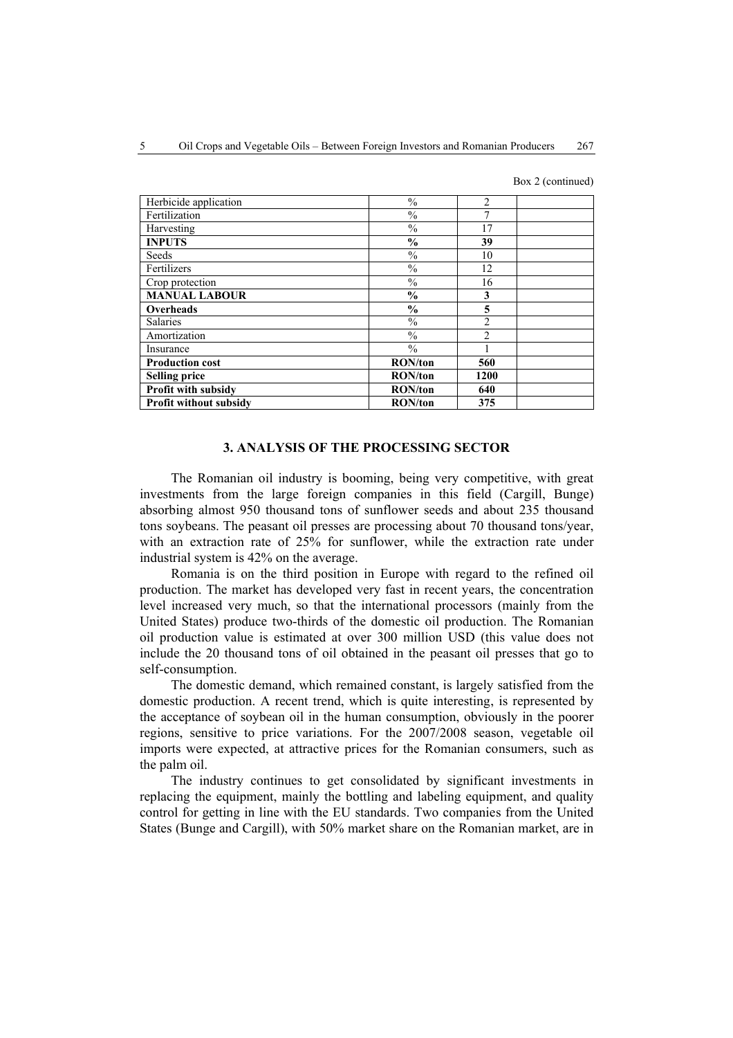Box 2 (continued)

| Herbicide application | % | 2 | |
|---|---|---|---|
| Fertilization | % | 7 | |
| Harvesting | % | 17 | |
| **INPUTS** | **%** | **39** | |
| Seeds | % | 10 | |
| Fertilizers | % | 12 | |
| Crop protection | % | 16 | |
| **MANUAL LABOUR** | **%** | **3** | |
| **Overheads** | **%** | **5** | |
| Salaries | % | 2 | |
| Amortization | % | 2 | |
| Insurance | % | 1 | |
| **Production cost** | **RON/ton** | **560** | |
| **Selling price** | **RON/ton** | **1200** | |
| **Profit with subsidy** | **RON/ton** | **640** | |
| **Profit without subsidy** | **RON/ton** | **375** | |

## 3. ANALYSIS OF THE PROCESSING SECTOR

The Romanian oil industry is booming, being very competitive, with great investments from the large foreign companies in this field (Cargill, Bunge) absorbing almost 950 thousand tons of sunflower seeds and about 235 thousand tons soybeans. The peasant oil presses are processing about 70 thousand tons/year, with an extraction rate of 25% for sunflower, while the extraction rate under industrial system is 42% on the average.

Romania is on the third position in Europe with regard to the refined oil production. The market has developed very fast in recent years, the concentration level increased very much, so that the international processors (mainly from the United States) produce two-thirds of the domestic oil production. The Romanian oil production value is estimated at over 300 million USD (this value does not include the 20 thousand tons of oil obtained in the peasant oil presses that go to self-consumption.

The domestic demand, which remained constant, is largely satisfied from the domestic production. A recent trend, which is quite interesting, is represented by the acceptance of soybean oil in the human consumption, obviously in the poorer regions, sensitive to price variations. For the 2007/2008 season, vegetable oil imports were expected, at attractive prices for the Romanian consumers, such as the palm oil.

The industry continues to get consolidated by significant investments in replacing the equipment, mainly the bottling and labeling equipment, and quality control for getting in line with the EU standards. Two companies from the United States (Bunge and Cargill), with 50% market share on the Romanian market, are in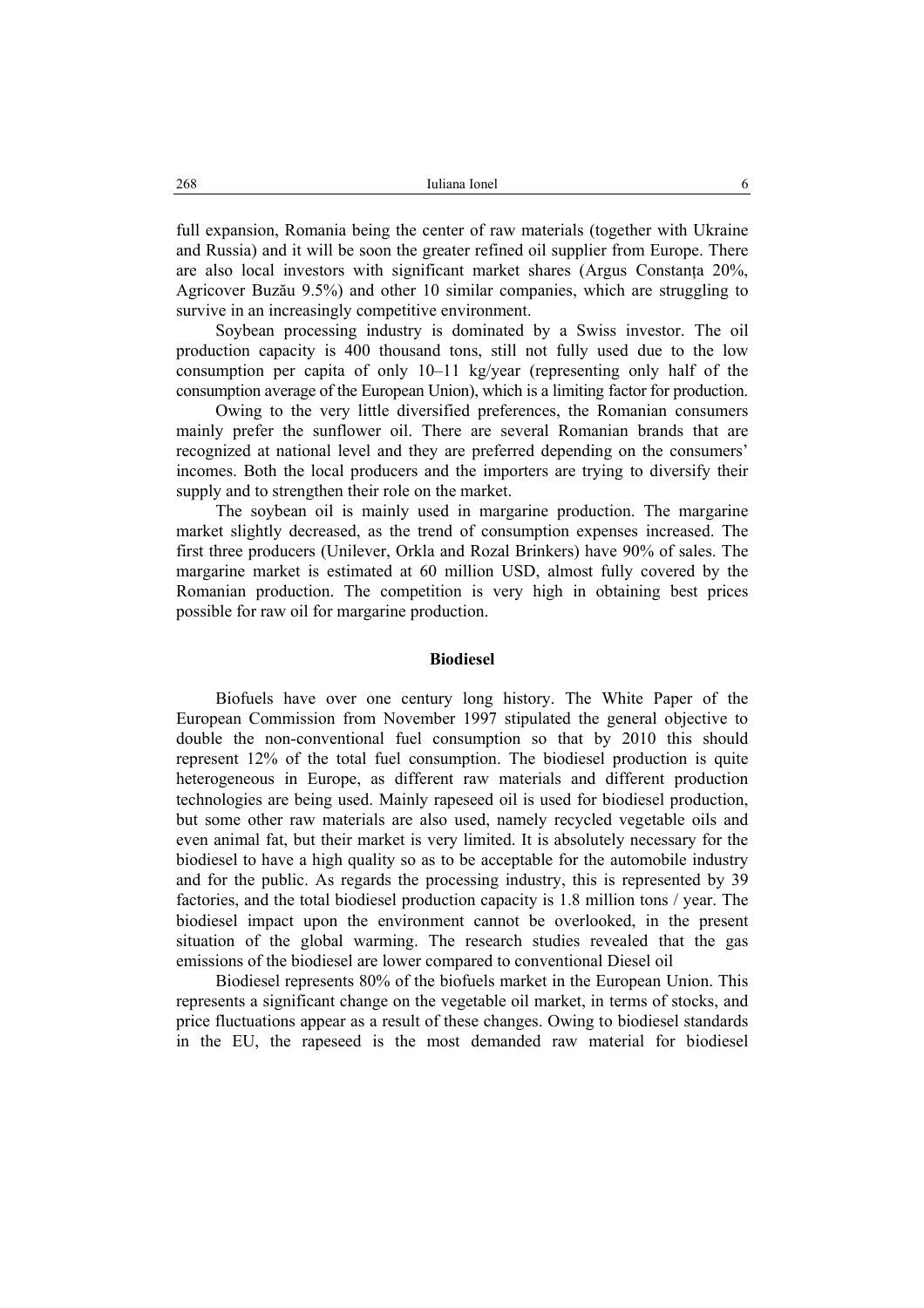full expansion, Romania being the center of raw materials (together with Ukraine and Russia) and it will be soon the greater refined oil supplier from Europe. There are also local investors with significant market shares (Argus Constanța 20%, Agricover Buzău 9.5%) and other 10 similar companies, which are struggling to survive in an increasingly competitive environment.

Soybean processing industry is dominated by a Swiss investor. The oil production capacity is 400 thousand tons, still not fully used due to the low consumption per capita of only 10–11 kg/year (representing only half of the consumption average of the European Union), which is a limiting factor for production.

Owing to the very little diversified preferences, the Romanian consumers mainly prefer the sunflower oil. There are several Romanian brands that are recognized at national level and they are preferred depending on the consumers' incomes. Both the local producers and the importers are trying to diversify their supply and to strengthen their role on the market.

The soybean oil is mainly used in margarine production. The margarine market slightly decreased, as the trend of consumption expenses increased. The first three producers (Unilever, Orkla and Rozal Brinkers) have 90% of sales. The margarine market is estimated at 60 million USD, almost fully covered by the Romanian production. The competition is very high in obtaining best prices possible for raw oil for margarine production.

## Biodiesel

Biofuels have over one century long history. The White Paper of the European Commission from November 1997 stipulated the general objective to double the non-conventional fuel consumption so that by 2010 this should represent 12% of the total fuel consumption. The biodiesel production is quite heterogeneous in Europe, as different raw materials and different production technologies are being used. Mainly rapeseed oil is used for biodiesel production, but some other raw materials are also used, namely recycled vegetable oils and even animal fat, but their market is very limited. It is absolutely necessary for the biodiesel to have a high quality so as to be acceptable for the automobile industry and for the public. As regards the processing industry, this is represented by 39 factories, and the total biodiesel production capacity is 1.8 million tons / year. The biodiesel impact upon the environment cannot be overlooked, in the present situation of the global warming. The research studies revealed that the gas emissions of the biodiesel are lower compared to conventional Diesel oil

Biodiesel represents 80% of the biofuels market in the European Union. This represents a significant change on the vegetable oil market, in terms of stocks, and price fluctuations appear as a result of these changes. Owing to biodiesel standards in the EU, the rapeseed is the most demanded raw material for biodiesel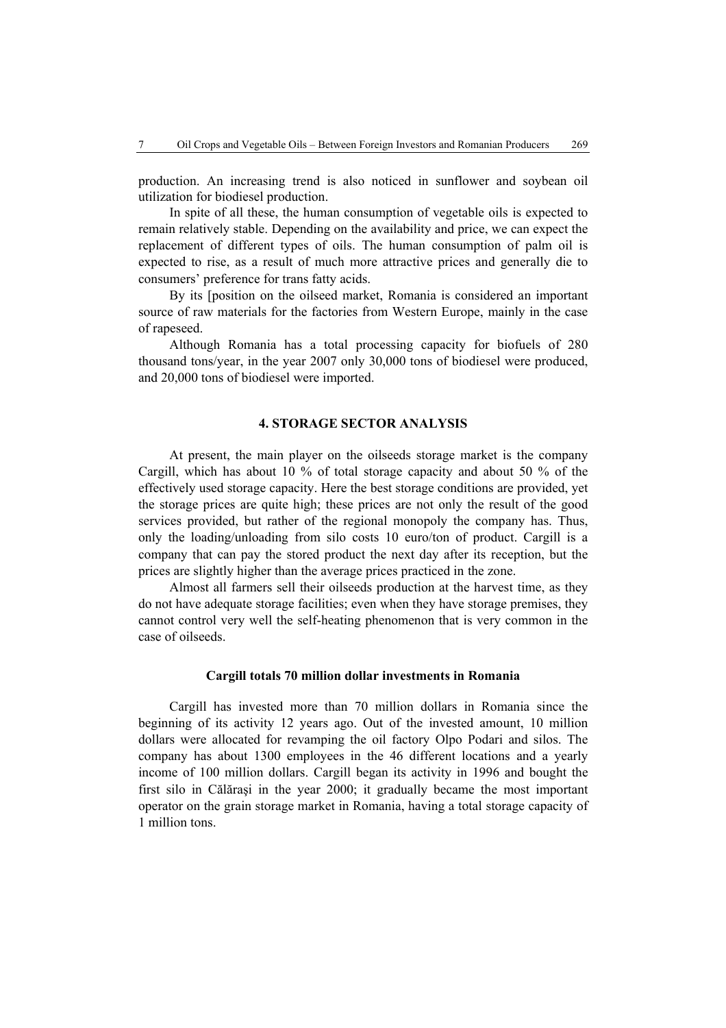production. An increasing trend is also noticed in sunflower and soybean oil utilization for biodiesel production.

In spite of all these, the human consumption of vegetable oils is expected to remain relatively stable. Depending on the availability and price, we can expect the replacement of different types of oils. The human consumption of palm oil is expected to rise, as a result of much more attractive prices and generally die to consumers' preference for trans fatty acids.

By its [position on the oilseed market, Romania is considered an important source of raw materials for the factories from Western Europe, mainly in the case of rapeseed.

Although Romania has a total processing capacity for biofuels of 280 thousand tons/year, in the year 2007 only 30,000 tons of biodiesel were produced, and 20,000 tons of biodiesel were imported.

## 4. STORAGE SECTOR ANALYSIS

At present, the main player on the oilseeds storage market is the company Cargill, which has about 10 % of total storage capacity and about 50 % of the effectively used storage capacity. Here the best storage conditions are provided, yet the storage prices are quite high; these prices are not only the result of the good services provided, but rather of the regional monopoly the company has. Thus, only the loading/unloading from silo costs 10 euro/ton of product. Cargill is a company that can pay the stored product the next day after its reception, but the prices are slightly higher than the average prices practiced in the zone.

Almost all farmers sell their oilseeds production at the harvest time, as they do not have adequate storage facilities; even when they have storage premises, they cannot control very well the self-heating phenomenon that is very common in the case of oilseeds.

### Cargill totals 70 million dollar investments in Romania

Cargill has invested more than 70 million dollars in Romania since the beginning of its activity 12 years ago. Out of the invested amount, 10 million dollars were allocated for revamping the oil factory Olpo Podari and silos. The company has about 1300 employees in the 46 different locations and a yearly income of 100 million dollars. Cargill began its activity in 1996 and bought the first silo in Călăraşi in the year 2000; it gradually became the most important operator on the grain storage market in Romania, having a total storage capacity of 1 million tons.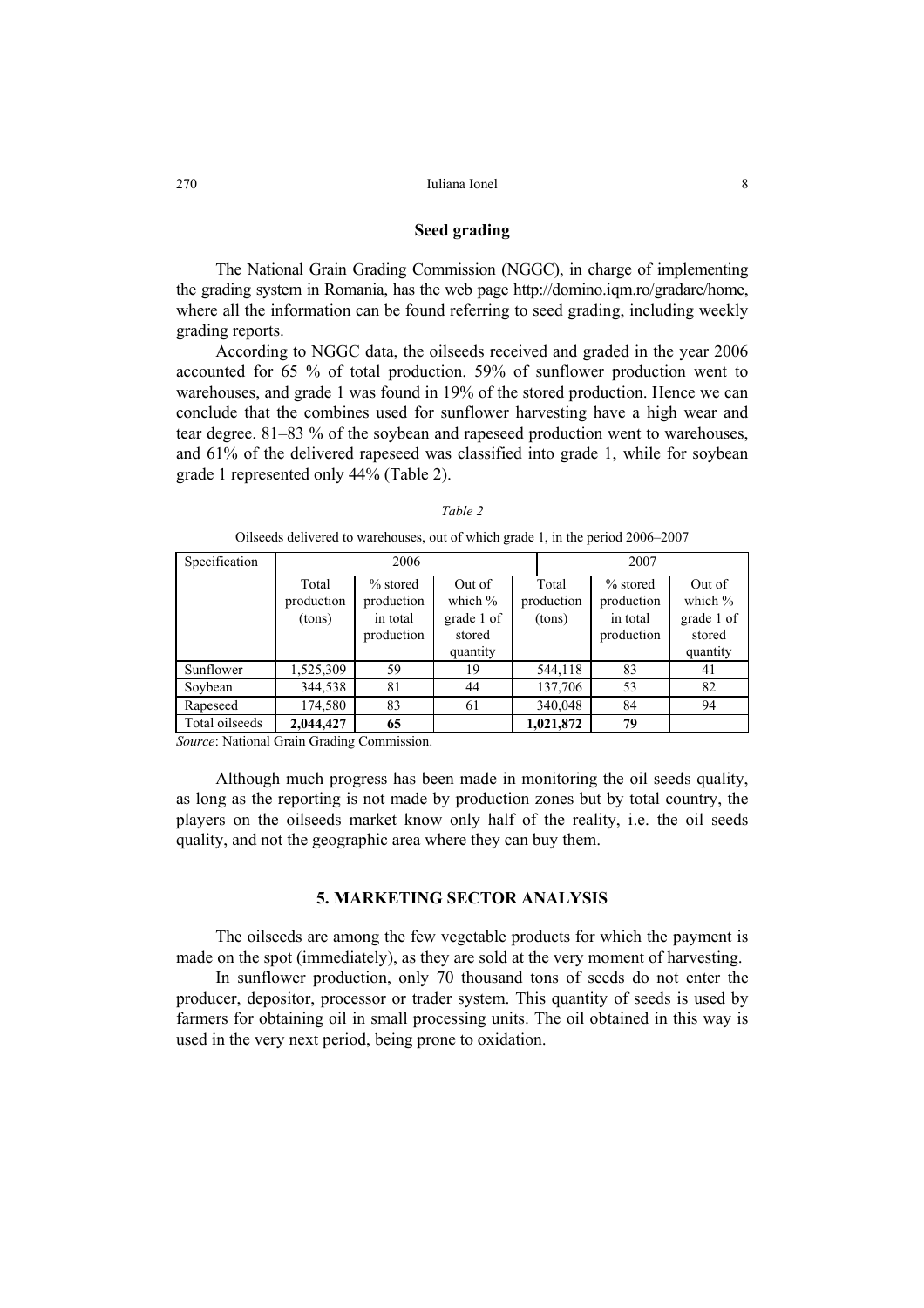### Seed grading

The National Grain Grading Commission (NGGC), in charge of implementing the grading system in Romania, has the web page http://domino.iqm.ro/gradare/home, where all the information can be found referring to seed grading, including weekly grading reports.

According to NGGC data, the oilseeds received and graded in the year 2006 accounted for 65 % of total production. 59% of sunflower production went to warehouses, and grade 1 was found in 19% of the stored production. Hence we can conclude that the combines used for sunflower harvesting have a high wear and tear degree. 81–83 % of the soybean and rapeseed production went to warehouses, and 61% of the delivered rapeseed was classified into grade 1, while for soybean grade 1 represented only 44% (Table 2).

*Table 2*

Oilseeds delivered to warehouses, out of which grade 1, in the period 2006–2007

| Specification | 2006 | | | 2007 | | |
|---|---|---|---|---|---|---|
| | Total production (tons) | % stored production in total production | Out of which % grade 1 of stored quantity | Total production (tons) | % stored production in total production | Out of which % grade 1 of stored quantity |
| Sunflower | 1,525,309 | 59 | 19 | 544,118 | 83 | 41 |
| Soybean | 344,538 | 81 | 44 | 137,706 | 53 | 82 |
| Rapeseed | 174,580 | 83 | 61 | 340,048 | 84 | 94 |
| Total oilseeds | **2,044,427** | **65** | | **1,021,872** | **79** | |

*Source*: National Grain Grading Commission.

Although much progress has been made in monitoring the oil seeds quality, as long as the reporting is not made by production zones but by total country, the players on the oilseeds market know only half of the reality, i.e. the oil seeds quality, and not the geographic area where they can buy them.

## 5. MARKETING SECTOR ANALYSIS

The oilseeds are among the few vegetable products for which the payment is made on the spot (immediately), as they are sold at the very moment of harvesting.

In sunflower production, only 70 thousand tons of seeds do not enter the producer, depositor, processor or trader system. This quantity of seeds is used by farmers for obtaining oil in small processing units. The oil obtained in this way is used in the very next period, being prone to oxidation.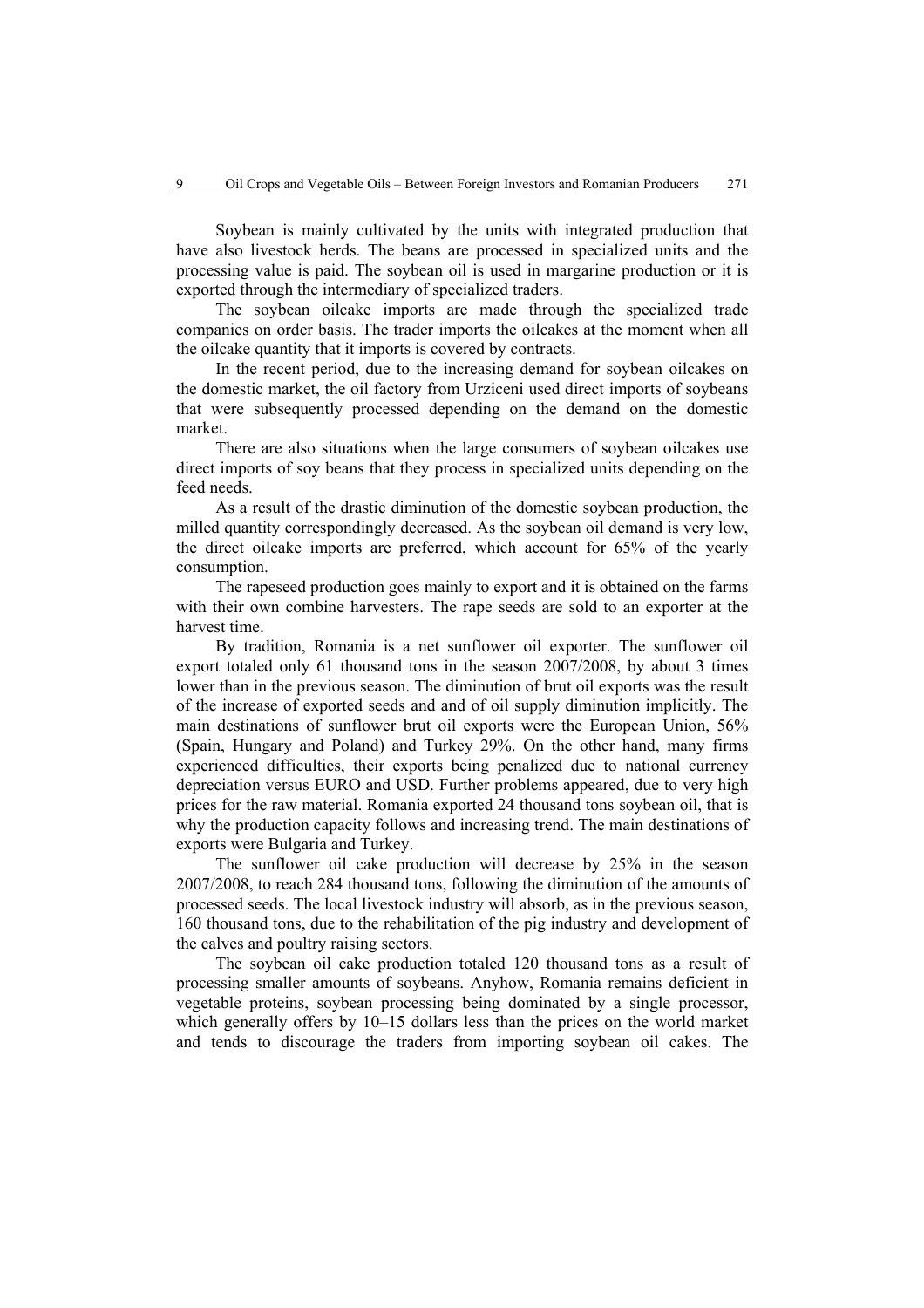Soybean is mainly cultivated by the units with integrated production that have also livestock herds. The beans are processed in specialized units and the processing value is paid. The soybean oil is used in margarine production or it is exported through the intermediary of specialized traders.

The soybean oilcake imports are made through the specialized trade companies on order basis. The trader imports the oilcakes at the moment when all the oilcake quantity that it imports is covered by contracts.

In the recent period, due to the increasing demand for soybean oilcakes on the domestic market, the oil factory from Urziceni used direct imports of soybeans that were subsequently processed depending on the demand on the domestic market.

There are also situations when the large consumers of soybean oilcakes use direct imports of soy beans that they process in specialized units depending on the feed needs.

As a result of the drastic diminution of the domestic soybean production, the milled quantity correspondingly decreased. As the soybean oil demand is very low, the direct oilcake imports are preferred, which account for 65% of the yearly consumption.

The rapeseed production goes mainly to export and it is obtained on the farms with their own combine harvesters. The rape seeds are sold to an exporter at the harvest time.

By tradition, Romania is a net sunflower oil exporter. The sunflower oil export totaled only 61 thousand tons in the season 2007/2008, by about 3 times lower than in the previous season. The diminution of brut oil exports was the result of the increase of exported seeds and and of oil supply diminution implicitly. The main destinations of sunflower brut oil exports were the European Union, 56% (Spain, Hungary and Poland) and Turkey 29%. On the other hand, many firms experienced difficulties, their exports being penalized due to national currency depreciation versus EURO and USD. Further problems appeared, due to very high prices for the raw material. Romania exported 24 thousand tons soybean oil, that is why the production capacity follows and increasing trend. The main destinations of exports were Bulgaria and Turkey.

The sunflower oil cake production will decrease by 25% in the season 2007/2008, to reach 284 thousand tons, following the diminution of the amounts of processed seeds. The local livestock industry will absorb, as in the previous season, 160 thousand tons, due to the rehabilitation of the pig industry and development of the calves and poultry raising sectors.

The soybean oil cake production totaled 120 thousand tons as a result of processing smaller amounts of soybeans. Anyhow, Romania remains deficient in vegetable proteins, soybean processing being dominated by a single processor, which generally offers by 10–15 dollars less than the prices on the world market and tends to discourage the traders from importing soybean oil cakes. The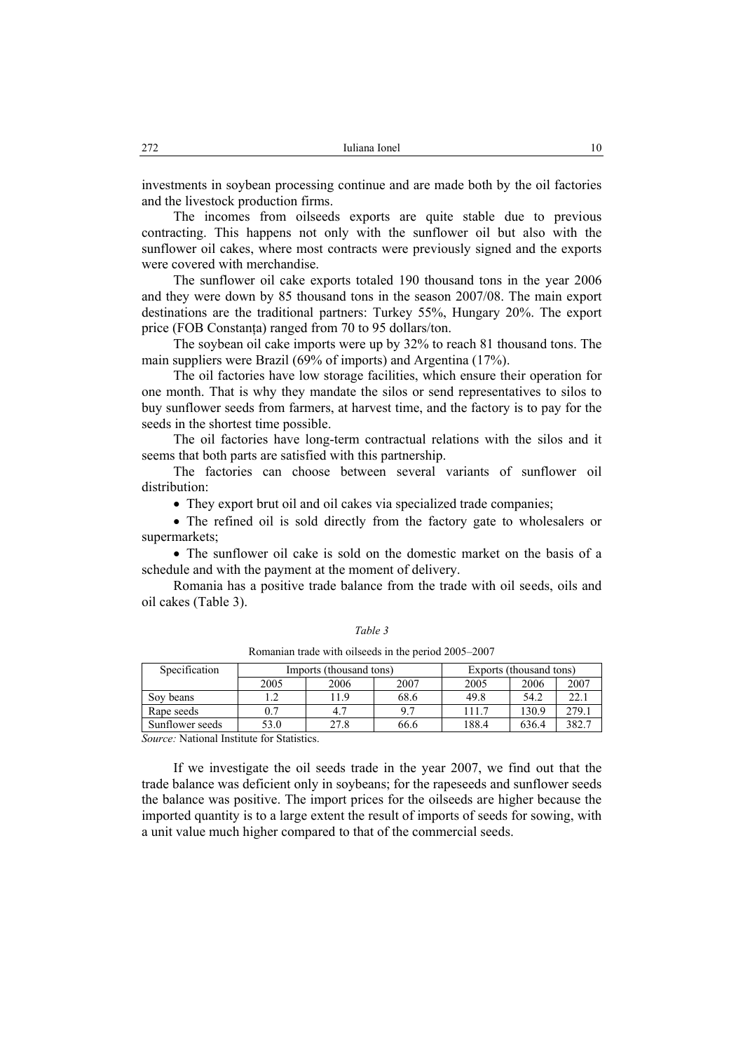investments in soybean processing continue and are made both by the oil factories and the livestock production firms.

The incomes from oilseeds exports are quite stable due to previous contracting. This happens not only with the sunflower oil but also with the sunflower oil cakes, where most contracts were previously signed and the exports were covered with merchandise.

The sunflower oil cake exports totaled 190 thousand tons in the year 2006 and they were down by 85 thousand tons in the season 2007/08. The main export destinations are the traditional partners: Turkey 55%, Hungary 20%. The export price (FOB Constanța) ranged from 70 to 95 dollars/ton.

The soybean oil cake imports were up by 32% to reach 81 thousand tons. The main suppliers were Brazil (69% of imports) and Argentina (17%).

The oil factories have low storage facilities, which ensure their operation for one month. That is why they mandate the silos or send representatives to silos to buy sunflower seeds from farmers, at harvest time, and the factory is to pay for the seeds in the shortest time possible.

The oil factories have long-term contractual relations with the silos and it seems that both parts are satisfied with this partnership.

The factories can choose between several variants of sunflower oil distribution:

- They export brut oil and oil cakes via specialized trade companies;
- The refined oil is sold directly from the factory gate to wholesalers or supermarkets;
- The sunflower oil cake is sold on the domestic market on the basis of a schedule and with the payment at the moment of delivery.

Romania has a positive trade balance from the trade with oil seeds, oils and oil cakes (Table 3).

*Table 3*

Romanian trade with oilseeds in the period 2005–2007

| Specification | Imports (thousand tons) | | | Exports (thousand tons) | | |
|---|---|---|---|---|---|---|
| | 2005 | 2006 | 2007 | 2005 | 2006 | 2007 |
| Soy beans | 1.2 | 11.9 | 68.6 | 49.8 | 54.2 | 22.1 |
| Rape seeds | 0.7 | 4.7 | 9.7 | 111.7 | 130.9 | 279.1 |
| Sunflower seeds | 53.0 | 27.8 | 66.6 | 188.4 | 636.4 | 382.7 |

*Source:* National Institute for Statistics.

If we investigate the oil seeds trade in the year 2007, we find out that the trade balance was deficient only in soybeans; for the rapeseeds and sunflower seeds the balance was positive. The import prices for the oilseeds are higher because the imported quantity is to a large extent the result of imports of seeds for sowing, with a unit value much higher compared to that of the commercial seeds.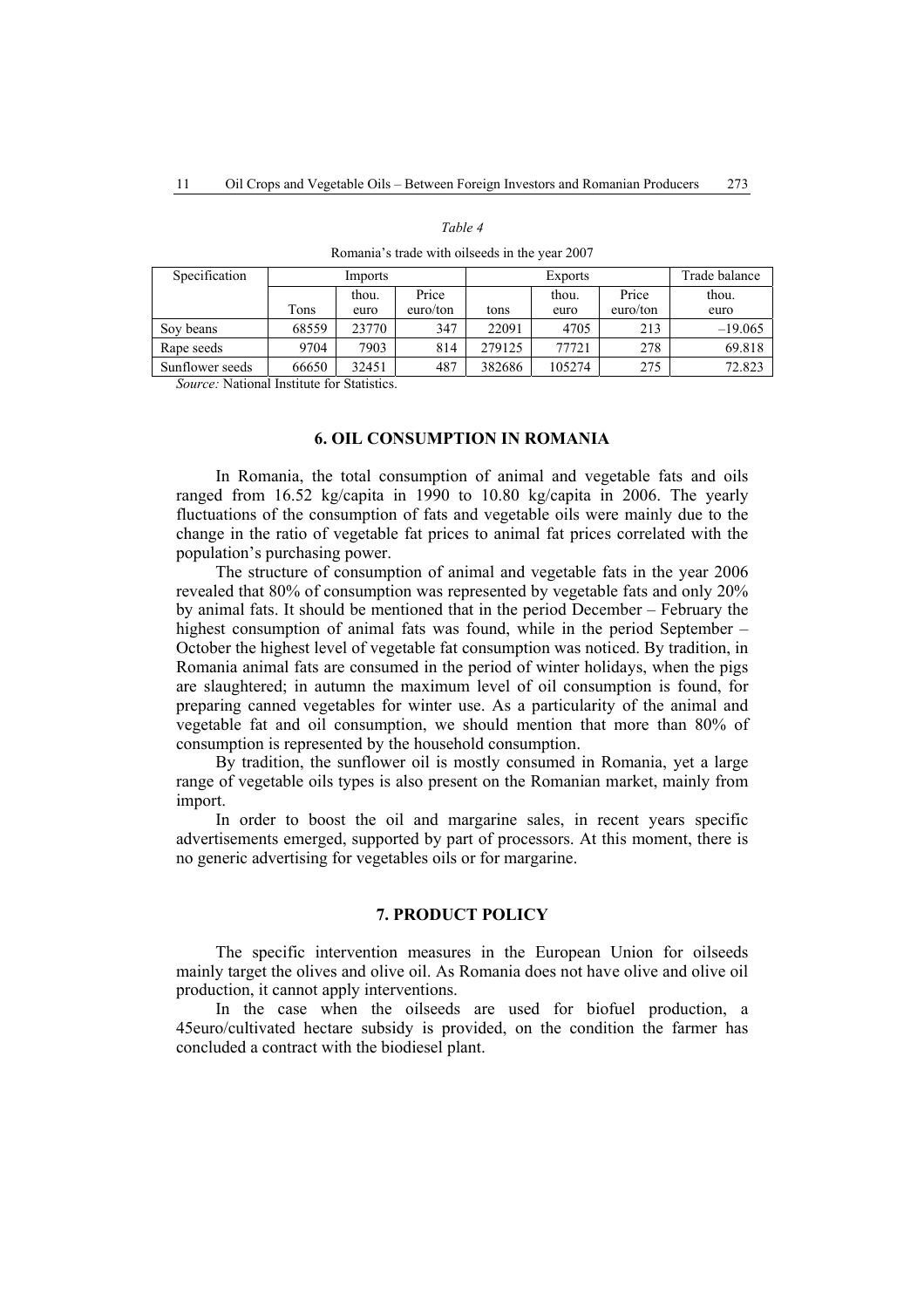*Table 4*

Romania's trade with oilseeds in the year 2007

| Specification | Imports | | | Exports | | | Trade balance |
|---|---|---|---|---|---|---|---|
| | Tons | thou. euro | Price euro/ton | tons | thou. euro | Price euro/ton | thou. euro |
| Soy beans | 68559 | 23770 | 347 | 22091 | 4705 | 213 | –19.065 |
| Rape seeds | 9704 | 7903 | 814 | 279125 | 77721 | 278 | 69.818 |
| Sunflower seeds | 66650 | 32451 | 487 | 382686 | 105274 | 275 | 72.823 |

*Source:* National Institute for Statistics.

## 6. OIL CONSUMPTION IN ROMANIA

In Romania, the total consumption of animal and vegetable fats and oils ranged from 16.52 kg/capita in 1990 to 10.80 kg/capita in 2006. The yearly fluctuations of the consumption of fats and vegetable oils were mainly due to the change in the ratio of vegetable fat prices to animal fat prices correlated with the population's purchasing power.

The structure of consumption of animal and vegetable fats in the year 2006 revealed that 80% of consumption was represented by vegetable fats and only 20% by animal fats. It should be mentioned that in the period December – February the highest consumption of animal fats was found, while in the period September – October the highest level of vegetable fat consumption was noticed. By tradition, in Romania animal fats are consumed in the period of winter holidays, when the pigs are slaughtered; in autumn the maximum level of oil consumption is found, for preparing canned vegetables for winter use. As a particularity of the animal and vegetable fat and oil consumption, we should mention that more than 80% of consumption is represented by the household consumption.

By tradition, the sunflower oil is mostly consumed in Romania, yet a large range of vegetable oils types is also present on the Romanian market, mainly from import.

In order to boost the oil and margarine sales, in recent years specific advertisements emerged, supported by part of processors. At this moment, there is no generic advertising for vegetables oils or for margarine.

## 7. PRODUCT POLICY

The specific intervention measures in the European Union for oilseeds mainly target the olives and olive oil. As Romania does not have olive and olive oil production, it cannot apply interventions.

In the case when the oilseeds are used for biofuel production, a 45euro/cultivated hectare subsidy is provided, on the condition the farmer has concluded a contract with the biodiesel plant.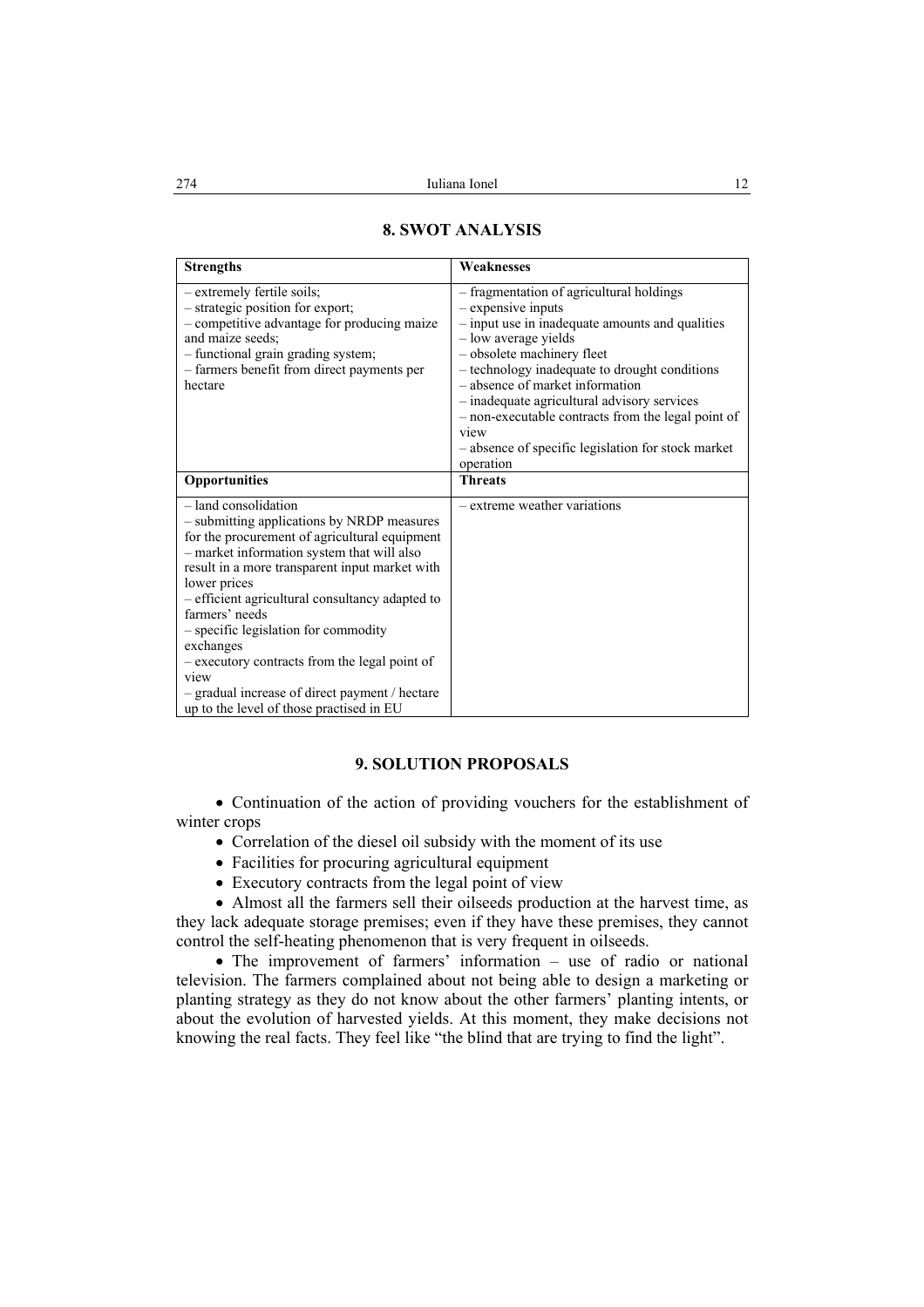## 8. SWOT ANALYSIS

| **Strengths** | **Weaknesses** |
|---|---|
| – extremely fertile soils;<br>– strategic position for export;<br>– competitive advantage for producing maize and maize seeds;<br>– functional grain grading system;<br>– farmers benefit from direct payments per hectare | – fragmentation of agricultural holdings<br>– expensive inputs<br>– input use in inadequate amounts and qualities<br>– low average yields<br>– obsolete machinery fleet<br>– technology inadequate to drought conditions<br>– absence of market information<br>– inadequate agricultural advisory services<br>– non-executable contracts from the legal point of view<br>– absence of specific legislation for stock market operation |
| **Opportunities** | **Threats** |
| – land consolidation<br>– submitting applications by NRDP measures for the procurement of agricultural equipment<br>– market information system that will also result in a more transparent input market with lower prices<br>– efficient agricultural consultancy adapted to farmers' needs<br>– specific legislation for commodity exchanges<br>– executory contracts from the legal point of view<br>– gradual increase of direct payment / hectare up to the level of those practised in EU | – extreme weather variations |

## 9. SOLUTION PROPOSALS

- Continuation of the action of providing vouchers for the establishment of winter crops
- Correlation of the diesel oil subsidy with the moment of its use
- Facilities for procuring agricultural equipment
- Executory contracts from the legal point of view
- Almost all the farmers sell their oilseeds production at the harvest time, as they lack adequate storage premises; even if they have these premises, they cannot control the self-heating phenomenon that is very frequent in oilseeds.
- The improvement of farmers' information – use of radio or national television. The farmers complained about not being able to design a marketing or planting strategy as they do not know about the other farmers' planting intents, or about the evolution of harvested yields. At this moment, they make decisions not knowing the real facts. They feel like "the blind that are trying to find the light".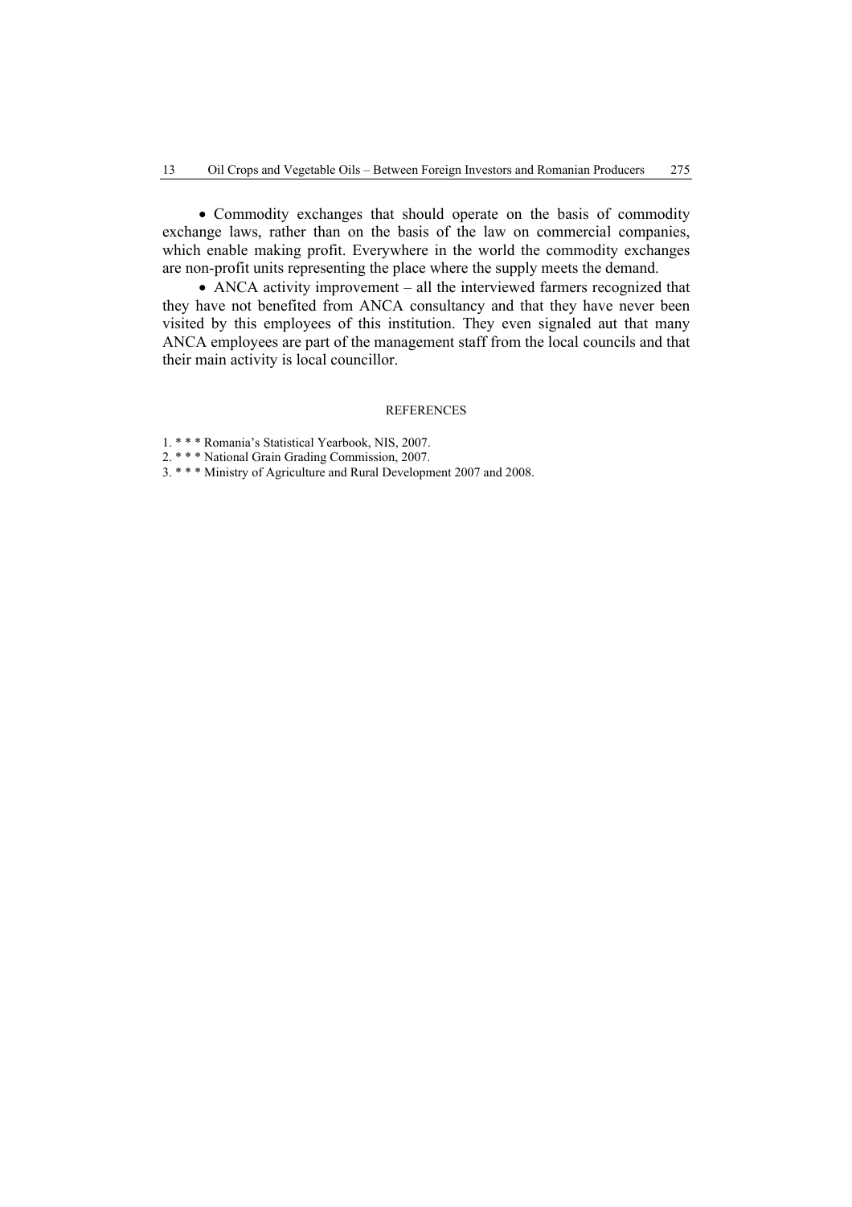- Commodity exchanges that should operate on the basis of commodity exchange laws, rather than on the basis of the law on commercial companies, which enable making profit. Everywhere in the world the commodity exchanges are non-profit units representing the place where the supply meets the demand.
- ANCA activity improvement – all the interviewed farmers recognized that they have not benefited from ANCA consultancy and that they have never been visited by this employees of this institution. They even signaled aut that many ANCA employees are part of the management staff from the local councils and that their main activity is local councillor.

## REFERENCES

1. * * * Romania's Statistical Yearbook, NIS, 2007.
2. * * * National Grain Grading Commission, 2007.
3. * * * Ministry of Agriculture and Rural Development 2007 and 2008.